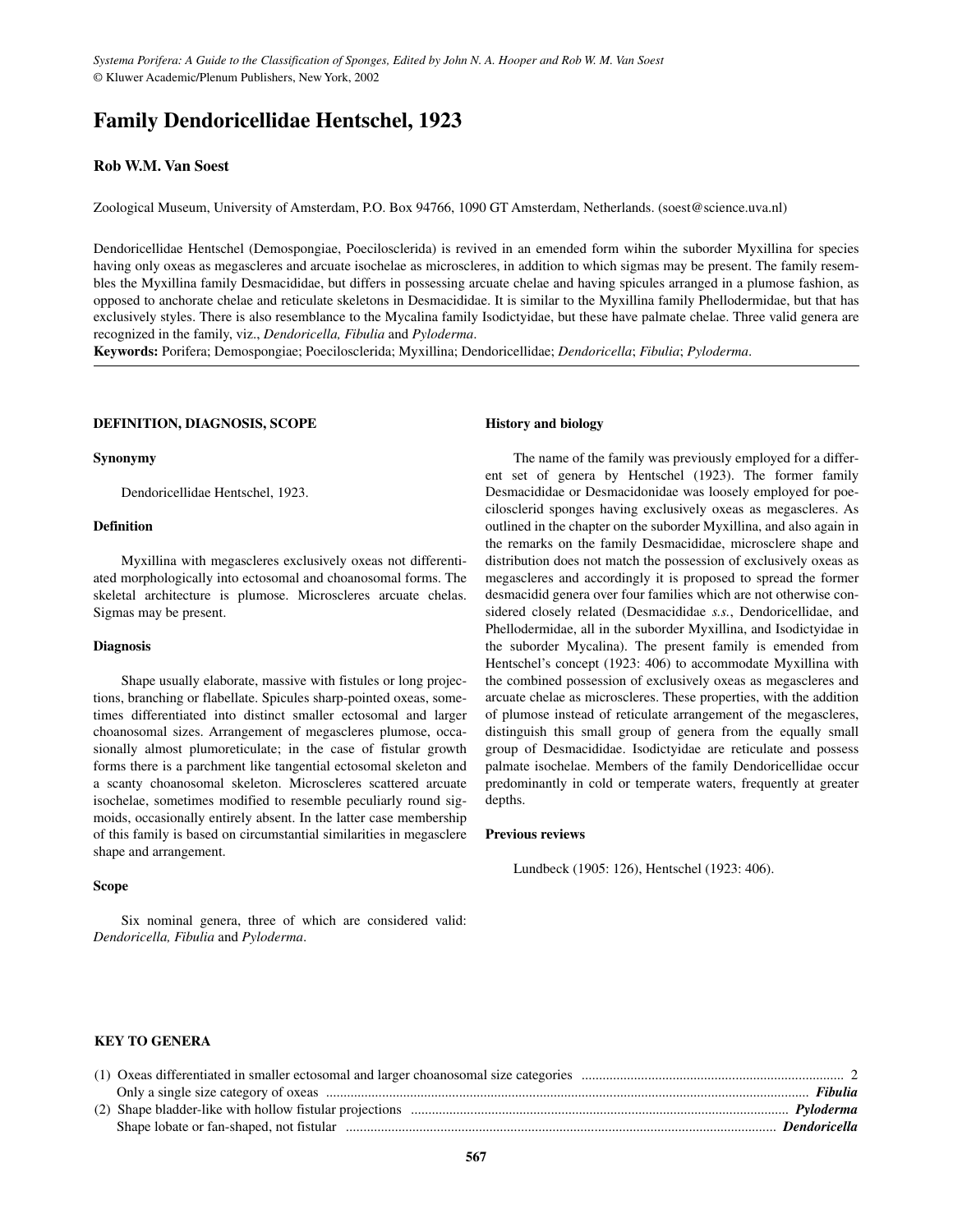*Systema Porifera: A Guide to the Classification of Sponges, Edited by John N. A. Hooper and Rob W. M. Van Soest*
© Kluwer Academic/Plenum Publishers, New York, 2002

# Family Dendoricellidae Hentschel, 1923

**Rob W.M. Van Soest**

Zoological Museum, University of Amsterdam, P.O. Box 94766, 1090 GT Amsterdam, Netherlands. (soest@science.uva.nl)

Dendoricellidae Hentschel (Demospongiae, Poecilosclerida) is revived in an emended form wihin the suborder Myxillina for species having only oxeas as megascleres and arcuate isochelae as microscleres, in addition to which sigmas may be present. The family resembles the Myxillina family Desmacididae, but differs in possessing arcuate chelae and having spicules arranged in a plumose fashion, as opposed to anchorate chelae and reticulate skeletons in Desmacididae. It is similar to the Myxillina family Phellodermidae, but that has exclusively styles. There is also resemblance to the Mycalina family Isodictyidae, but these have palmate chelae. Three valid genera are recognized in the family, viz., *Dendoricella, Fibulia* and *Pyloderma*.

**Keywords:** Porifera; Demospongiae; Poecilosclerida; Myxillina; Dendoricellidae; *Dendoricella*; *Fibulia*; *Pyloderma*.

## DEFINITION, DIAGNOSIS, SCOPE

### Synonymy

Dendoricellidae Hentschel, 1923.

### Definition

Myxillina with megascleres exclusively oxeas not differentiated morphologically into ectosomal and choanosomal forms. The skeletal architecture is plumose. Microscleres arcuate chelas. Sigmas may be present.

### Diagnosis

Shape usually elaborate, massive with fistules or long projections, branching or flabellate. Spicules sharp-pointed oxeas, sometimes differentiated into distinct smaller ectosomal and larger choanosomal sizes. Arrangement of megascleres plumose, occasionally almost plumoreticulate; in the case of fistular growth forms there is a parchment like tangential ectosomal skeleton and a scanty choanosomal skeleton. Microscleres scattered arcuate isochelae, sometimes modified to resemble peculiarly round sigmoids, occasionally entirely absent. In the latter case membership of this family is based on circumstantial similarities in megasclere shape and arrangement.

### Scope

Six nominal genera, three of which are considered valid: *Dendoricella, Fibulia* and *Pyloderma*.

### History and biology

The name of the family was previously employed for a different set of genera by Hentschel (1923). The former family Desmacididae or Desmacidonidae was loosely employed for poecilosclerid sponges having exclusively oxeas as megascleres. As outlined in the chapter on the suborder Myxillina, and also again in the remarks on the family Desmacididae, microsclere shape and distribution does not match the possession of exclusively oxeas as megascleres and accordingly it is proposed to spread the former desmacidid genera over four families which are not otherwise considered closely related (Desmacididae *s.s.*, Dendoricellidae, and Phellodermidae, all in the suborder Myxillina, and Isodictyidae in the suborder Mycalina). The present family is emended from Hentschel's concept (1923: 406) to accommodate Myxillina with the combined possession of exclusively oxeas as megascleres and arcuate chelae as microscleres. These properties, with the addition of plumose instead of reticulate arrangement of the megascleres, distinguish this small group of genera from the equally small group of Desmacididae. Isodictyidae are reticulate and possess palmate isochelae. Members of the family Dendoricellidae occur predominantly in cold or temperate waters, frequently at greater depths.

### Previous reviews

Lundbeck (1905: 126), Hentschel (1923: 406).

## KEY TO GENERA

(1) Oxeas differentiated in smaller ectosomal and larger choanosomal size categories .......... 2
Only a single size category of oxeas .......... ***Fibulia***
(2) Shape bladder-like with hollow fistular projections .......... ***Pyloderma***
Shape lobate or fan-shaped, not fistular .......... ***Dendoricella***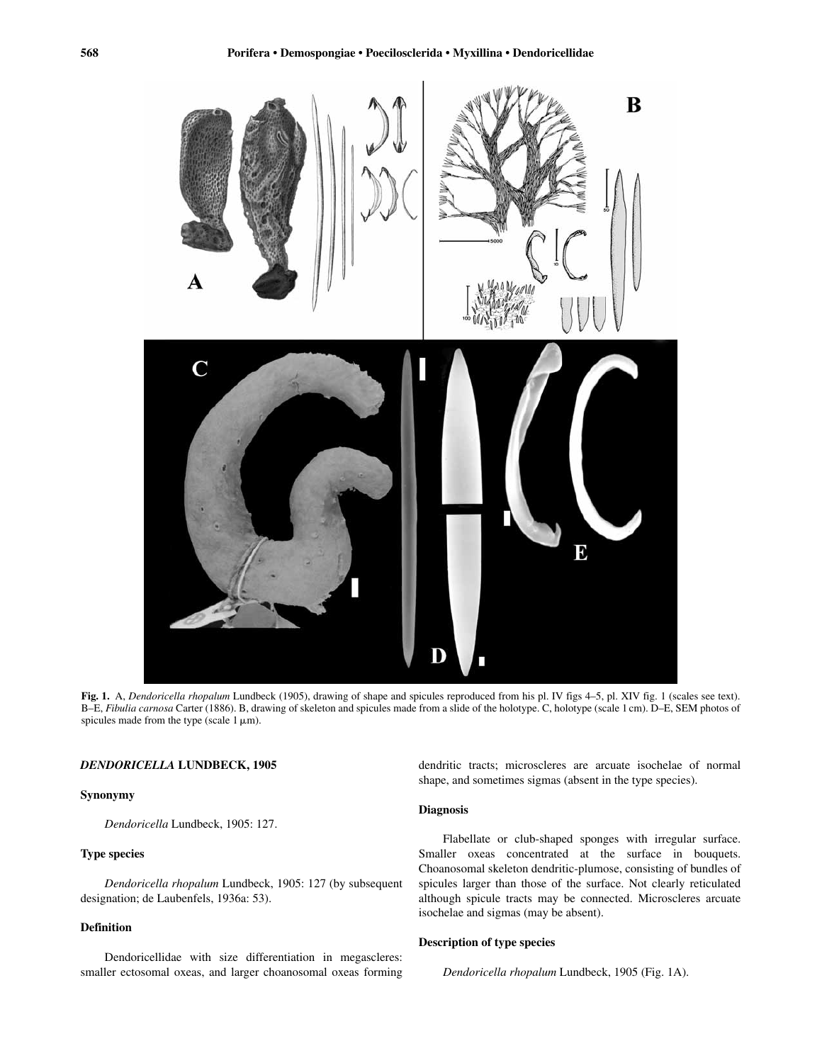**Fig. 1.** A, *Dendoricella rhopalum* Lundbeck (1905), drawing of shape and spicules reproduced from his pl. IV figs 4–5, pl. XIV fig. 1 (scales see text). B–E, *Fibulia carnosa* Carter (1886). B, drawing of skeleton and spicules made from a slide of the holotype. C, holotype (scale 1 cm). D–E, SEM photos of spicules made from the type (scale 1 μm).

### *DENDORICELLA* LUNDBECK, 1905

#### Synonymy

*Dendoricella* Lundbeck, 1905: 127.

#### Type species

*Dendoricella rhopalum* Lundbeck, 1905: 127 (by subsequent designation; de Laubenfels, 1936a: 53).

#### Definition

Dendoricellidae with size differentiation in megascleres: smaller ectosomal oxeas, and larger choanosomal oxeas forming dendritic tracts; microscleres are arcuate isochelae of normal shape, and sometimes sigmas (absent in the type species).

#### Diagnosis

Flabellate or club-shaped sponges with irregular surface. Smaller oxeas concentrated at the surface in bouquets. Choanosomal skeleton dendritic-plumose, consisting of bundles of spicules larger than those of the surface. Not clearly reticulated although spicule tracts may be connected. Microscleres arcuate isochelae and sigmas (may be absent).

#### Description of type species

*Dendoricella rhopalum* Lundbeck, 1905 (Fig. 1A).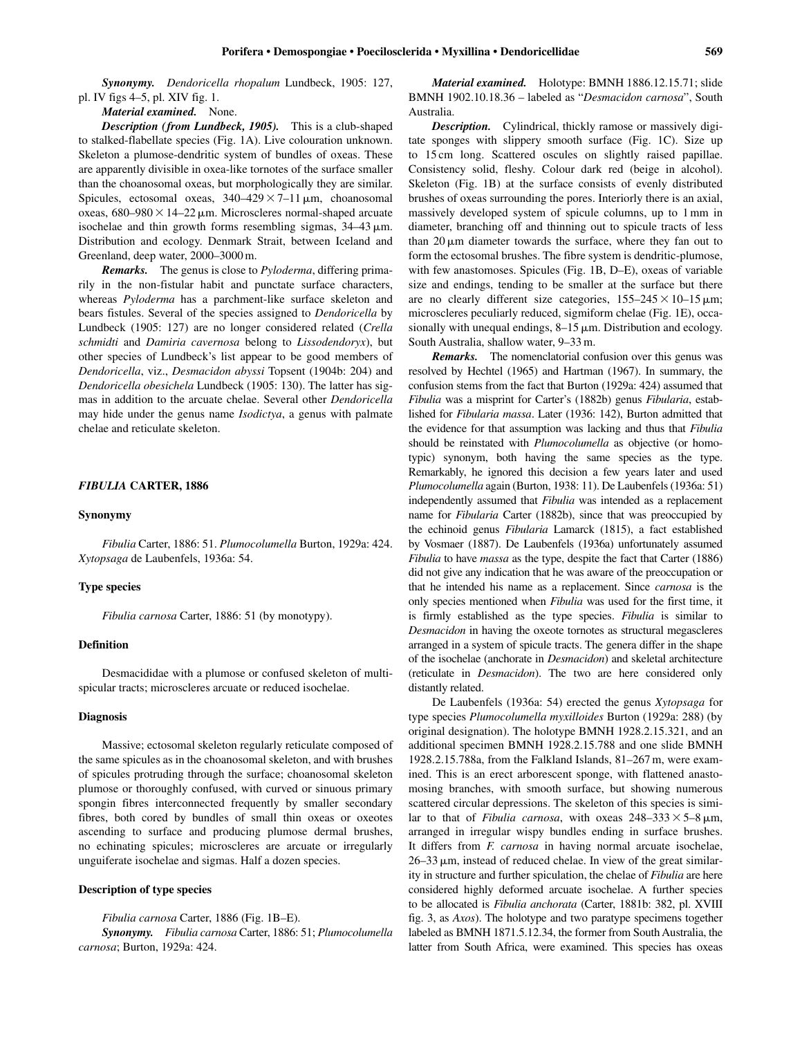***Synonymy.*** *Dendoricella rhopalum* Lundbeck, 1905: 127, pl. IV figs 4–5, pl. XIV fig. 1.

***Material examined.*** None.

***Description (from Lundbeck, 1905).*** This is a club-shaped to stalked-flabellate species (Fig. 1A). Live colouration unknown. Skeleton a plumose-dendritic system of bundles of oxeas. These are apparently divisible in oxea-like tornotes of the surface smaller than the choanosomal oxeas, but morphologically they are similar. Spicules, ectosomal oxeas, $340–429 \times 7–11\,\mu$m, choanosomal oxeas, $680–980 \times 14–22\,\mu$m. Microscleres normal-shaped arcuate isochelae and thin growth forms resembling sigmas, 34–43 μm. Distribution and ecology. Denmark Strait, between Iceland and Greenland, deep water, 2000–3000 m.

***Remarks.*** The genus is close to *Pyloderma*, differing primarily in the non-fistular habit and punctate surface characters, whereas *Pyloderma* has a parchment-like surface skeleton and bears fistules. Several of the species assigned to *Dendoricella* by Lundbeck (1905: 127) are no longer considered related (*Crella schmidti* and *Damiria cavernosa* belong to *Lissodendoryx*), but other species of Lundbeck's list appear to be good members of *Dendoricella*, viz., *Desmacidon abyssi* Topsent (1904b: 204) and *Dendoricella obesichela* Lundbeck (1905: 130). The latter has sigmas in addition to the arcuate chelae. Several other *Dendoricella* may hide under the genus name *Isodictya*, a genus with palmate chelae and reticulate skeleton.

## *FIBULIA* CARTER, 1886

### Synonymy

*Fibulia* Carter, 1886: 51. *Plumocolumella* Burton, 1929a: 424. *Xytopsaga* de Laubenfels, 1936a: 54.

### Type species

*Fibulia carnosa* Carter, 1886: 51 (by monotypy).

### Definition

Desmacididae with a plumose or confused skeleton of multispicular tracts; microscleres arcuate or reduced isochelae.

### Diagnosis

Massive; ectosomal skeleton regularly reticulate composed of the same spicules as in the choanosomal skeleton, and with brushes of spicules protruding through the surface; choanosomal skeleton plumose or thoroughly confused, with curved or sinuous primary spongin fibres interconnected frequently by smaller secondary fibres, both cored by bundles of small thin oxeas or oxeotes ascending to surface and producing plumose dermal brushes, no echinating spicules; microscleres are arcuate or irregularly unguiferate isochelae and sigmas. Half a dozen species.

### Description of type species

*Fibulia carnosa* Carter, 1886 (Fig. 1B–E).

***Synonymy.*** *Fibulia carnosa* Carter, 1886: 51; *Plumocolumella carnosa*; Burton, 1929a: 424.

***Material examined.*** Holotype: BMNH 1886.12.15.71; slide BMNH 1902.10.18.36 – labeled as "*Desmacidon carnosa*", South Australia.

***Description.*** Cylindrical, thickly ramose or massively digitate sponges with slippery smooth surface (Fig. 1C). Size up to 15 cm long. Scattered oscules on slightly raised papillae. Consistency solid, fleshy. Colour dark red (beige in alcohol). Skeleton (Fig. 1B) at the surface consists of evenly distributed brushes of oxeas surrounding the pores. Interiorly there is an axial, massively developed system of spicule columns, up to 1 mm in diameter, branching off and thinning out to spicule tracts of less than 20 μm diameter towards the surface, where they fan out to form the ectosomal brushes. The fibre system is dendritic-plumose, with few anastomoses. Spicules (Fig. 1B, D–E), oxeas of variable size and endings, tending to be smaller at the surface but there are no clearly different size categories, $155–245 \times 10–15\,\mu$m; microscleres peculiarly reduced, sigmiform chelae (Fig. 1E), occasionally with unequal endings, 8–15 μm. Distribution and ecology. South Australia, shallow water, 9–33 m.

***Remarks.*** The nomenclatorial confusion over this genus was resolved by Hechtel (1965) and Hartman (1967). In summary, the confusion stems from the fact that Burton (1929a: 424) assumed that *Fibulia* was a misprint for Carter's (1882b) genus *Fibularia*, established for *Fibularia massa*. Later (1936: 142), Burton admitted that the evidence for that assumption was lacking and thus that *Fibulia* should be reinstated with *Plumocolumella* as objective (or homotypic) synonym, both having the same species as the type. Remarkably, he ignored this decision a few years later and used *Plumocolumella* again (Burton, 1938: 11). De Laubenfels (1936a: 51) independently assumed that *Fibulia* was intended as a replacement name for *Fibularia* Carter (1882b), since that was preoccupied by the echinoid genus *Fibularia* Lamarck (1815), a fact established by Vosmaer (1887). De Laubenfels (1936a) unfortunately assumed *Fibulia* to have *massa* as the type, despite the fact that Carter (1886) did not give any indication that he was aware of the preoccupation or that he intended his name as a replacement. Since *carnosa* is the only species mentioned when *Fibulia* was used for the first time, it is firmly established as the type species. *Fibulia* is similar to *Desmacidon* in having the oxeote tornotes as structural megascleres arranged in a system of spicule tracts. The genera differ in the shape of the isochelae (anchorate in *Desmacidon*) and skeletal architecture (reticulate in *Desmacidon*). The two are here considered only distantly related.

De Laubenfels (1936a: 54) erected the genus *Xytopsaga* for type species *Plumocolumella myxilloides* Burton (1929a: 288) (by original designation). The holotype BMNH 1928.2.15.321, and an additional specimen BMNH 1928.2.15.788 and one slide BMNH 1928.2.15.788a, from the Falkland Islands, 81–267 m, were examined. This is an erect arborescent sponge, with flattened anastomosing branches, with smooth surface, but showing numerous scattered circular depressions. The skeleton of this species is similar to that of *Fibulia carnosa*, with oxeas $248–333 \times 5–8\,\mu$m, arranged in irregular wispy bundles ending in surface brushes. It differs from *F. carnosa* in having normal arcuate isochelae, 26–33 μm, instead of reduced chelae. In view of the great similarity in structure and further spiculation, the chelae of *Fibulia* are here considered highly deformed arcuate isochelae. A further species to be allocated is *Fibulia anchorata* (Carter, 1881b: 382, pl. XVIII fig. 3, as *Axos*). The holotype and two paratype specimens together labeled as BMNH 1871.5.12.34, the former from South Australia, the latter from South Africa, were examined. This species has oxeas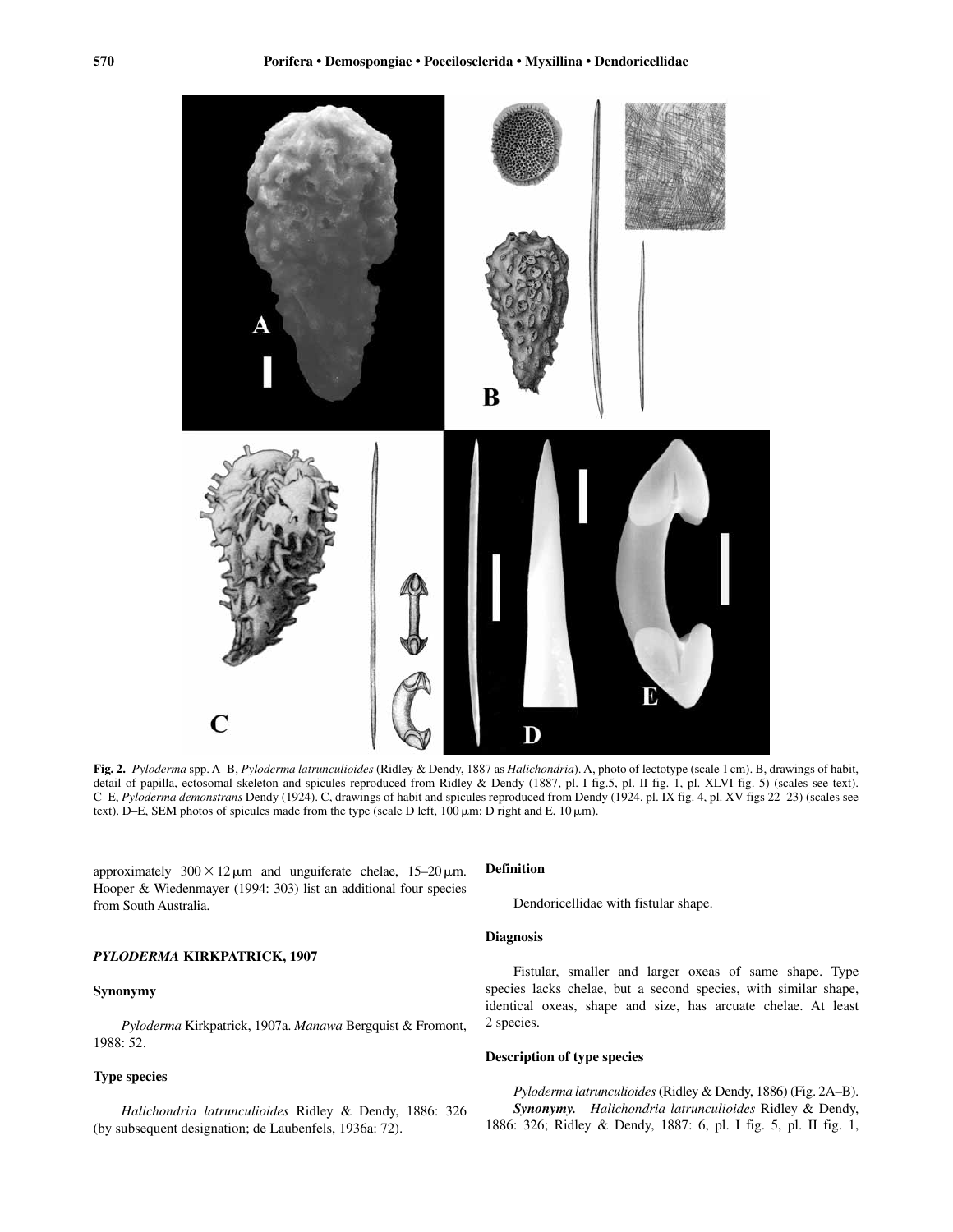**Fig. 2.** *Pyloderma* spp. A–B, *Pyloderma latrunculioides* (Ridley & Dendy, 1887 as *Halichondria*). A, photo of lectotype (scale 1 cm). B, drawings of habit, detail of papilla, ectosomal skeleton and spicules reproduced from Ridley & Dendy (1887, pl. I fig.5, pl. II fig. 1, pl. XLVI fig. 5) (scales see text). C–E, *Pyloderma demonstrans* Dendy (1924). C, drawings of habit and spicules reproduced from Dendy (1924, pl. IX fig. 4, pl. XV figs 22–23) (scales see text). D–E, SEM photos of spicules made from the type (scale D left, 100 μm; D right and E, 10 μm).

approximately $300 \times 12\,\mu$m and unguiferate chelae, 15–20 μm. Hooper & Wiedenmayer (1994: 303) list an additional four species from South Australia.

## *PYLODERMA* KIRKPATRICK, 1907

### Synonymy

*Pyloderma* Kirkpatrick, 1907a. *Manawa* Bergquist & Fromont, 1988: 52.

### Type species

*Halichondria latrunculioides* Ridley & Dendy, 1886: 326 (by subsequent designation; de Laubenfels, 1936a: 72).

### Definition

Dendoricellidae with fistular shape.

### Diagnosis

Fistular, smaller and larger oxeas of same shape. Type species lacks chelae, but a second species, with similar shape, identical oxeas, shape and size, has arcuate chelae. At least 2 species.

### Description of type species

*Pyloderma latrunculioides* (Ridley & Dendy, 1886) (Fig. 2A–B).

***Synonymy.*** *Halichondria latrunculioides* Ridley & Dendy, 1886: 326; Ridley & Dendy, 1887: 6, pl. I fig. 5, pl. II fig. 1,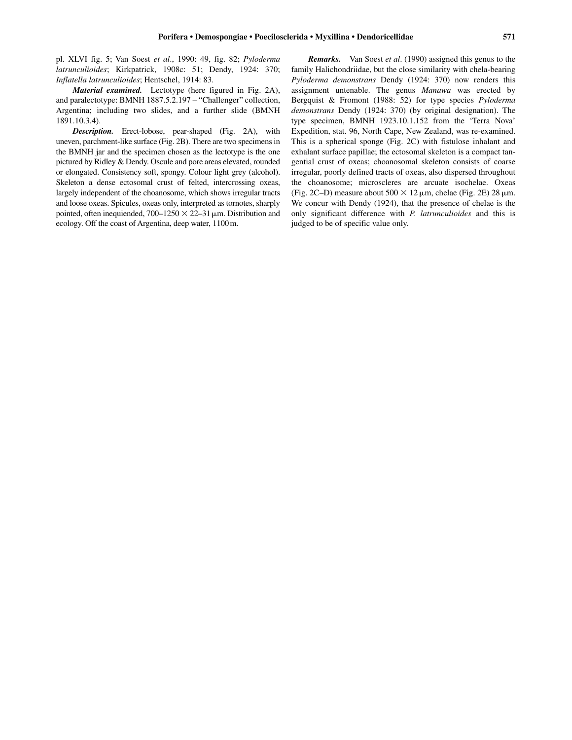pl. XLVI fig. 5; Van Soest *et al*., 1990: 49, fig. 82; *Pyloderma latrunculioides*; Kirkpatrick, 1908c: 51; Dendy, 1924: 370; *Inflatella latrunculioides*; Hentschel, 1914: 83.

***Material examined.*** Lectotype (here figured in Fig. 2A), and paralectotype: BMNH 1887.5.2.197 – "Challenger" collection, Argentina; including two slides, and a further slide (BMNH 1891.10.3.4).

***Description.*** Erect-lobose, pear-shaped (Fig. 2A), with uneven, parchment-like surface (Fig. 2B). There are two specimens in the BMNH jar and the specimen chosen as the lectotype is the one pictured by Ridley & Dendy. Oscule and pore areas elevated, rounded or elongated. Consistency soft, spongy. Colour light grey (alcohol). Skeleton a dense ectosomal crust of felted, intercrossing oxeas, largely independent of the choanosome, which shows irregular tracts and loose oxeas. Spicules, oxeas only, interpreted as tornotes, sharply pointed, often inequiended, 700–1250 × 22–31 μm. Distribution and ecology. Off the coast of Argentina, deep water, 1100 m.

***Remarks.*** Van Soest *et al*. (1990) assigned this genus to the family Halichondriidae, but the close similarity with chela-bearing *Pyloderma demonstrans* Dendy (1924: 370) now renders this assignment untenable. The genus *Manawa* was erected by Bergquist & Fromont (1988: 52) for type species *Pyloderma demonstrans* Dendy (1924: 370) (by original designation). The type specimen, BMNH 1923.10.1.152 from the 'Terra Nova' Expedition, stat. 96, North Cape, New Zealand, was re-examined. This is a spherical sponge (Fig. 2C) with fistulose inhalant and exhalant surface papillae; the ectosomal skeleton is a compact tangential crust of oxeas; choanosomal skeleton consists of coarse irregular, poorly defined tracts of oxeas, also dispersed throughout the choanosome; microscleres are arcuate isochelae. Oxeas (Fig. 2C–D) measure about 500 × 12 μm, chelae (Fig. 2E) 28 μm. We concur with Dendy (1924), that the presence of chelae is the only significant difference with *P. latrunculioides* and this is judged to be of specific value only.